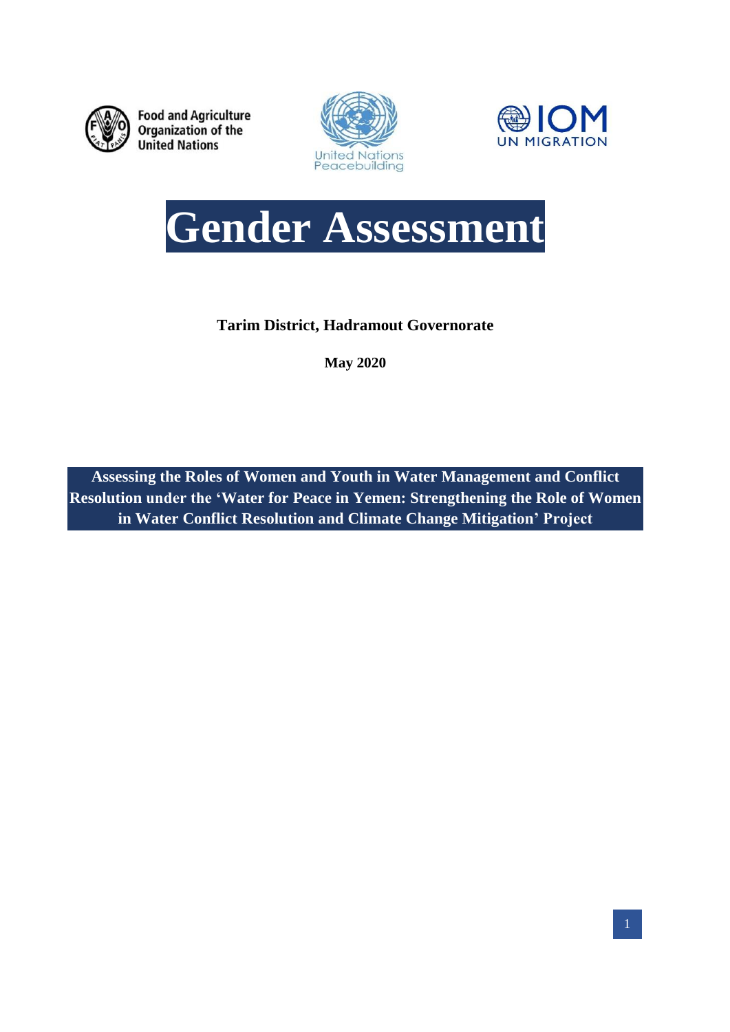Food and Agriculture Organization of the United Nations

United Nations Peacebuilding

IOM UN MIGRATION

# Gender Assessment

**Tarim District, Hadramout Governorate**

**May 2020**

**Assessing the Roles of Women and Youth in Water Management and Conflict Resolution under the 'Water for Peace in Yemen: Strengthening the Role of Women in Water Conflict Resolution and Climate Change Mitigation' Project**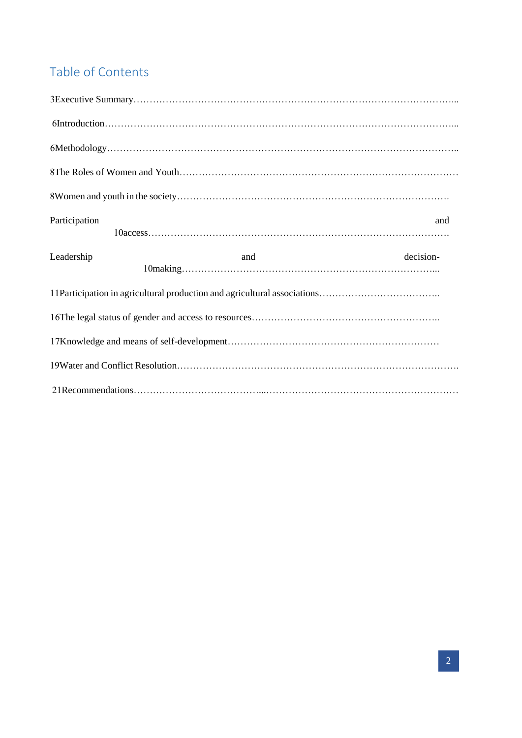## Table of Contents

3Executive Summary…………………………………………………………………………………...

6Introduction……………………………………………………………………………………...

6Methodology………………………………………………………………………………………..

8The Roles of Women and Youth………………………………………………………………………

8Women and youth in the society……………………………………………………………………….

Participation and 10access………………………………………………………………………………….

Leadership and decision-10making……………………………………………………………………...

11Participation in agricultural production and agricultural associations………………………………..

16The legal status of gender and access to resources………………………………………………..

17Knowledge and means of self-development…………………………………………………………

19Water and Conflict Resolution……………………………………………………………………………

21Recommendations…………………………………....……………………………………………………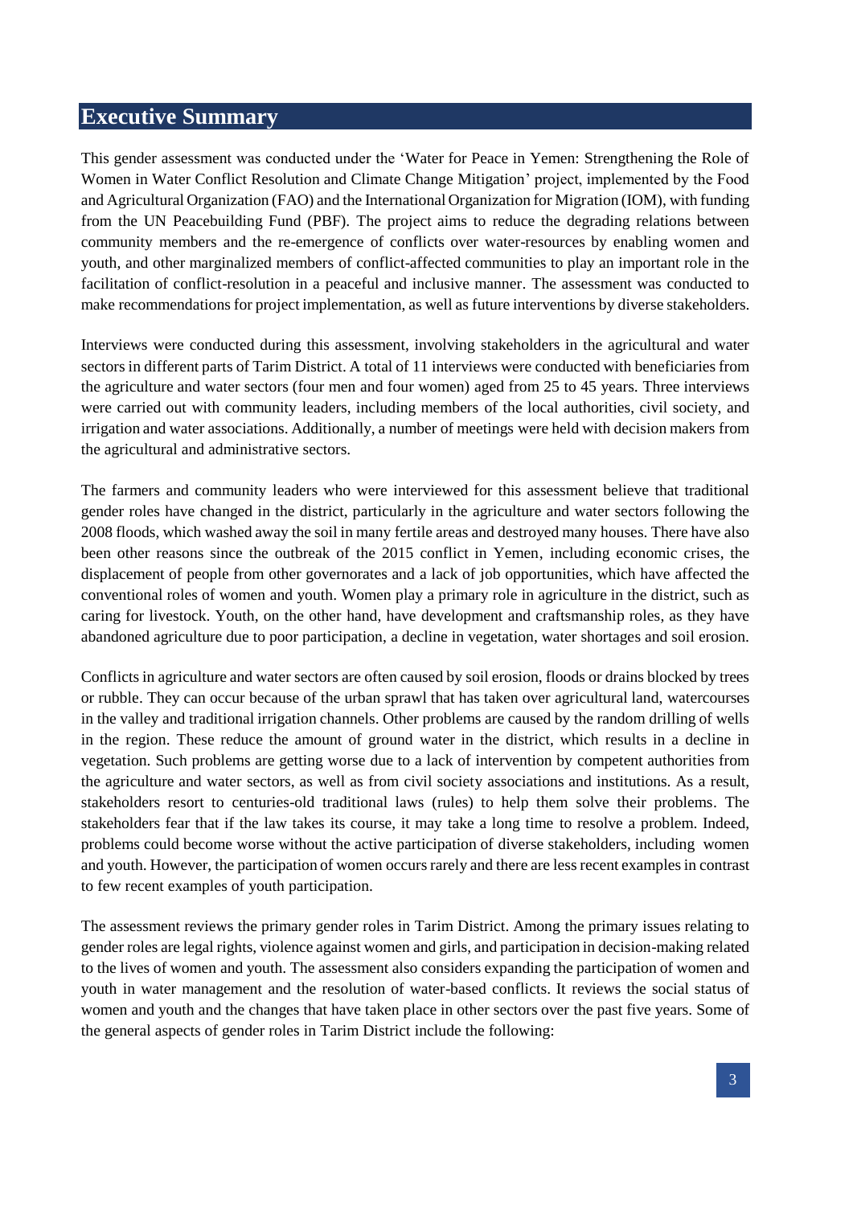# Executive Summary

This gender assessment was conducted under the 'Water for Peace in Yemen: Strengthening the Role of Women in Water Conflict Resolution and Climate Change Mitigation' project, implemented by the Food and Agricultural Organization (FAO) and the International Organization for Migration (IOM), with funding from the UN Peacebuilding Fund (PBF). The project aims to reduce the degrading relations between community members and the re-emergence of conflicts over water-resources by enabling women and youth, and other marginalized members of conflict-affected communities to play an important role in the facilitation of conflict-resolution in a peaceful and inclusive manner. The assessment was conducted to make recommendations for project implementation, as well as future interventions by diverse stakeholders.

Interviews were conducted during this assessment, involving stakeholders in the agricultural and water sectors in different parts of Tarim District. A total of 11 interviews were conducted with beneficiaries from the agriculture and water sectors (four men and four women) aged from 25 to 45 years. Three interviews were carried out with community leaders, including members of the local authorities, civil society, and irrigation and water associations. Additionally, a number of meetings were held with decision makers from the agricultural and administrative sectors.

The farmers and community leaders who were interviewed for this assessment believe that traditional gender roles have changed in the district, particularly in the agriculture and water sectors following the 2008 floods, which washed away the soil in many fertile areas and destroyed many houses. There have also been other reasons since the outbreak of the 2015 conflict in Yemen, including economic crises, the displacement of people from other governorates and a lack of job opportunities, which have affected the conventional roles of women and youth. Women play a primary role in agriculture in the district, such as caring for livestock. Youth, on the other hand, have development and craftsmanship roles, as they have abandoned agriculture due to poor participation, a decline in vegetation, water shortages and soil erosion.

Conflicts in agriculture and water sectors are often caused by soil erosion, floods or drains blocked by trees or rubble. They can occur because of the urban sprawl that has taken over agricultural land, watercourses in the valley and traditional irrigation channels. Other problems are caused by the random drilling of wells in the region. These reduce the amount of ground water in the district, which results in a decline in vegetation. Such problems are getting worse due to a lack of intervention by competent authorities from the agriculture and water sectors, as well as from civil society associations and institutions. As a result, stakeholders resort to centuries-old traditional laws (rules) to help them solve their problems. The stakeholders fear that if the law takes its course, it may take a long time to resolve a problem. Indeed, problems could become worse without the active participation of diverse stakeholders, including women and youth. However, the participation of women occurs rarely and there are less recent examples in contrast to few recent examples of youth participation.

The assessment reviews the primary gender roles in Tarim District. Among the primary issues relating to gender roles are legal rights, violence against women and girls, and participation in decision-making related to the lives of women and youth. The assessment also considers expanding the participation of women and youth in water management and the resolution of water-based conflicts. It reviews the social status of women and youth and the changes that have taken place in other sectors over the past five years. Some of the general aspects of gender roles in Tarim District include the following: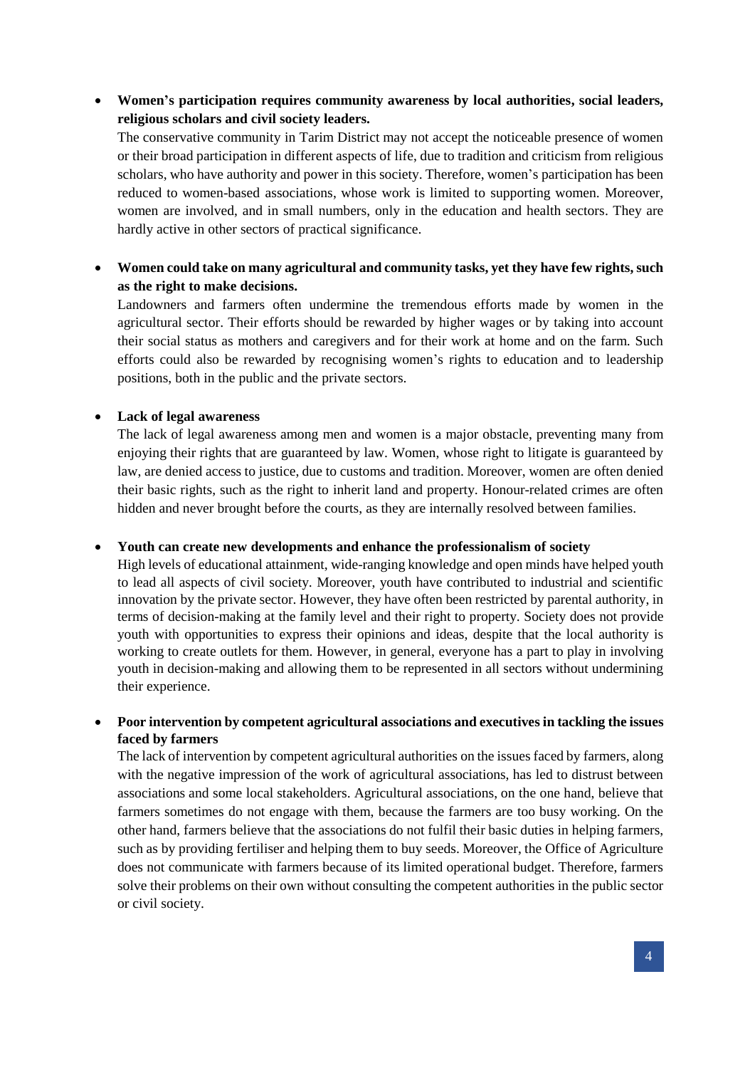- **Women's participation requires community awareness by local authorities, social leaders, religious scholars and civil society leaders.**
  The conservative community in Tarim District may not accept the noticeable presence of women or their broad participation in different aspects of life, due to tradition and criticism from religious scholars, who have authority and power in this society. Therefore, women's participation has been reduced to women-based associations, whose work is limited to supporting women. Moreover, women are involved, and in small numbers, only in the education and health sectors. They are hardly active in other sectors of practical significance.

- **Women could take on many agricultural and community tasks, yet they have few rights, such as the right to make decisions.**
  Landowners and farmers often undermine the tremendous efforts made by women in the agricultural sector. Their efforts should be rewarded by higher wages or by taking into account their social status as mothers and caregivers and for their work at home and on the farm. Such efforts could also be rewarded by recognising women's rights to education and to leadership positions, both in the public and the private sectors.

- **Lack of legal awareness**
  The lack of legal awareness among men and women is a major obstacle, preventing many from enjoying their rights that are guaranteed by law. Women, whose right to litigate is guaranteed by law, are denied access to justice, due to customs and tradition. Moreover, women are often denied their basic rights, such as the right to inherit land and property. Honour-related crimes are often hidden and never brought before the courts, as they are internally resolved between families.

- **Youth can create new developments and enhance the professionalism of society**
  High levels of educational attainment, wide-ranging knowledge and open minds have helped youth to lead all aspects of civil society. Moreover, youth have contributed to industrial and scientific innovation by the private sector. However, they have often been restricted by parental authority, in terms of decision-making at the family level and their right to property. Society does not provide youth with opportunities to express their opinions and ideas, despite that the local authority is working to create outlets for them. However, in general, everyone has a part to play in involving youth in decision-making and allowing them to be represented in all sectors without undermining their experience.

- **Poor intervention by competent agricultural associations and executives in tackling the issues faced by farmers**
  The lack of intervention by competent agricultural authorities on the issues faced by farmers, along with the negative impression of the work of agricultural associations, has led to distrust between associations and some local stakeholders. Agricultural associations, on the one hand, believe that farmers sometimes do not engage with them, because the farmers are too busy working. On the other hand, farmers believe that the associations do not fulfil their basic duties in helping farmers, such as by providing fertiliser and helping them to buy seeds. Moreover, the Office of Agriculture does not communicate with farmers because of its limited operational budget. Therefore, farmers solve their problems on their own without consulting the competent authorities in the public sector or civil society.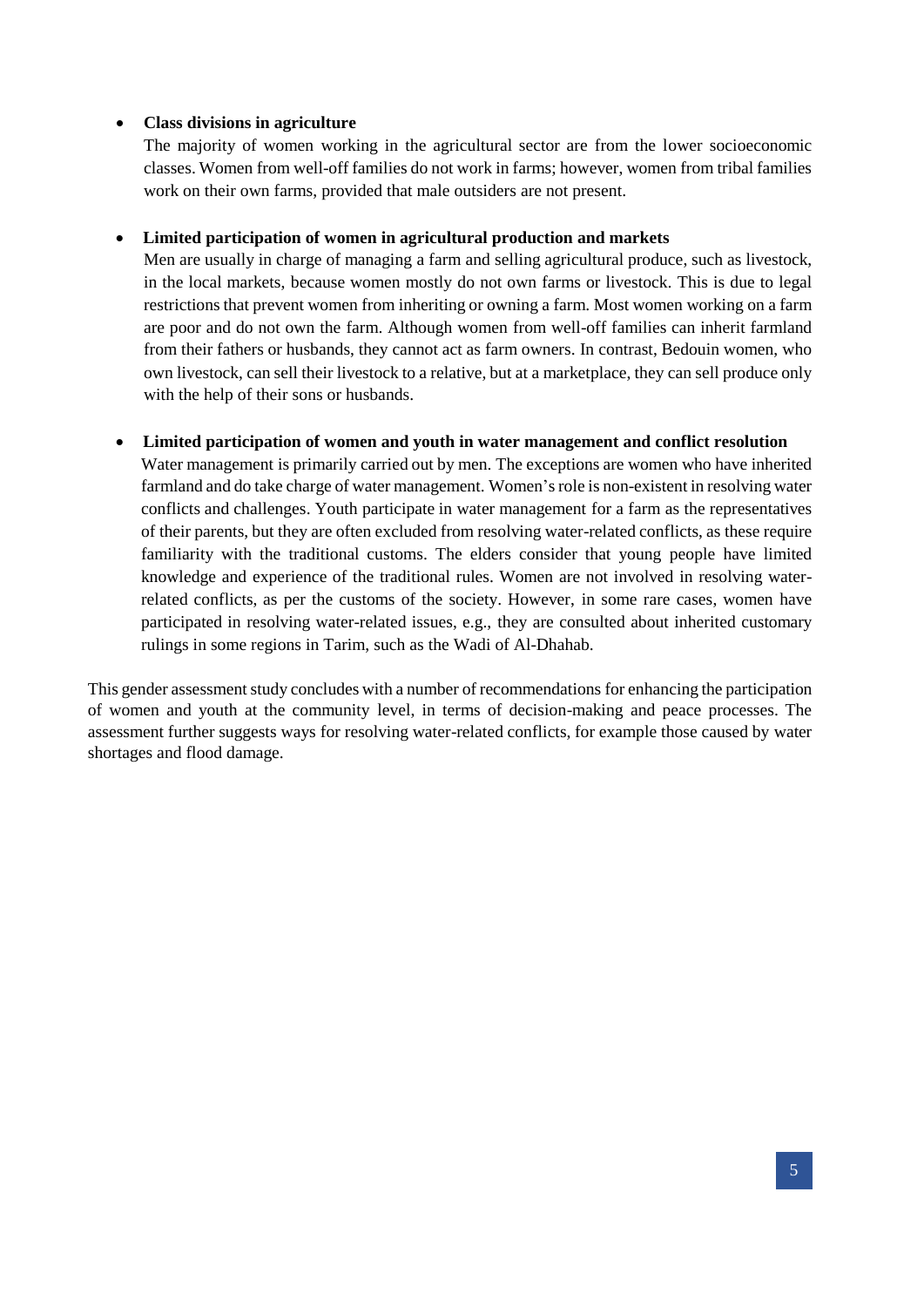- **Class divisions in agriculture**

  The majority of women working in the agricultural sector are from the lower socioeconomic classes. Women from well-off families do not work in farms; however, women from tribal families work on their own farms, provided that male outsiders are not present.

- **Limited participation of women in agricultural production and markets**

  Men are usually in charge of managing a farm and selling agricultural produce, such as livestock, in the local markets, because women mostly do not own farms or livestock. This is due to legal restrictions that prevent women from inheriting or owning a farm. Most women working on a farm are poor and do not own the farm. Although women from well-off families can inherit farmland from their fathers or husbands, they cannot act as farm owners. In contrast, Bedouin women, who own livestock, can sell their livestock to a relative, but at a marketplace, they can sell produce only with the help of their sons or husbands.

- **Limited participation of women and youth in water management and conflict resolution**

  Water management is primarily carried out by men. The exceptions are women who have inherited farmland and do take charge of water management. Women's role is non-existent in resolving water conflicts and challenges. Youth participate in water management for a farm as the representatives of their parents, but they are often excluded from resolving water-related conflicts, as these require familiarity with the traditional customs. The elders consider that young people have limited knowledge and experience of the traditional rules. Women are not involved in resolving water-related conflicts, as per the customs of the society. However, in some rare cases, women have participated in resolving water-related issues, e.g., they are consulted about inherited customary rulings in some regions in Tarim, such as the Wadi of Al-Dhahab.

This gender assessment study concludes with a number of recommendations for enhancing the participation of women and youth at the community level, in terms of decision-making and peace processes. The assessment further suggests ways for resolving water-related conflicts, for example those caused by water shortages and flood damage.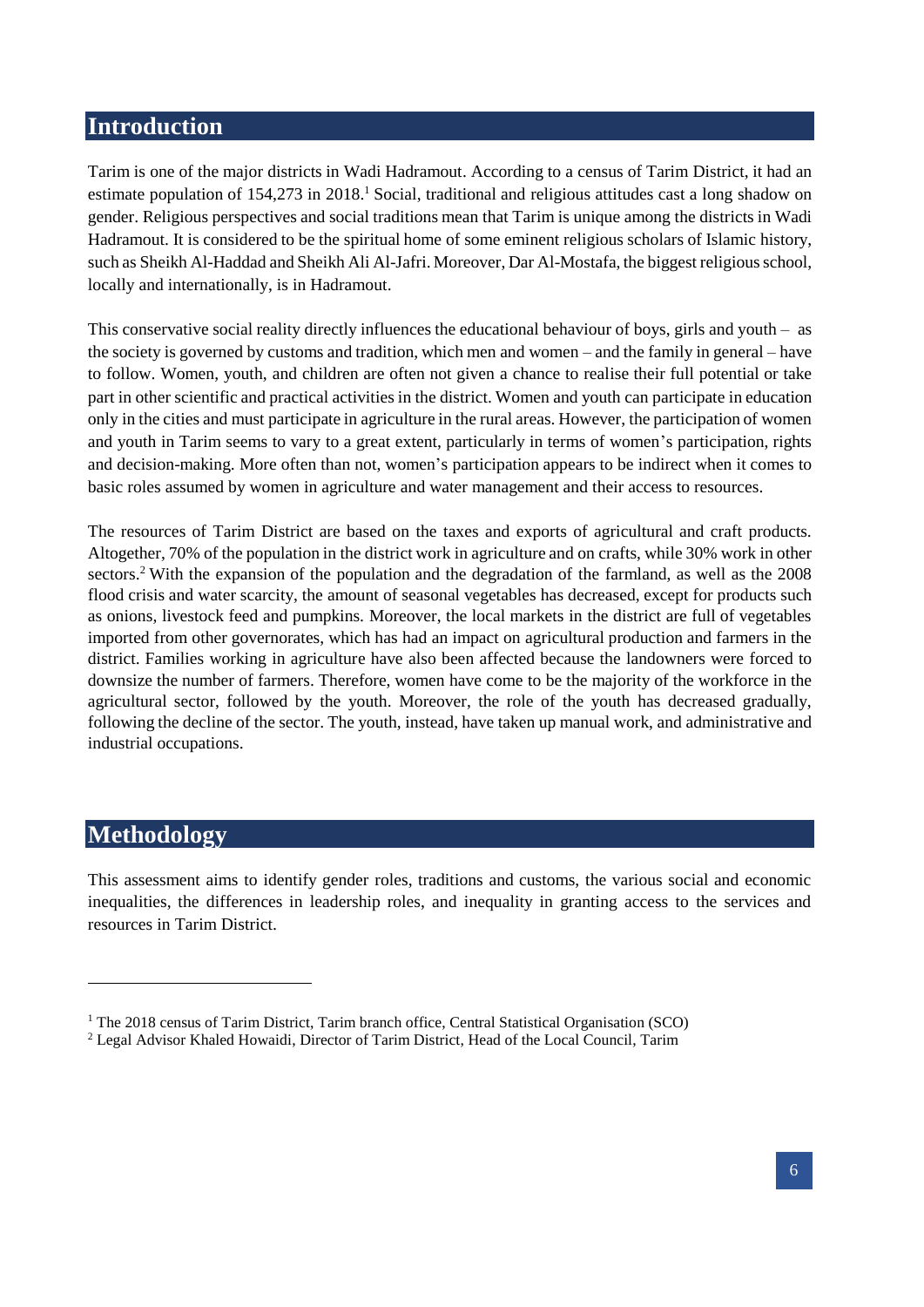# Introduction

Tarim is one of the major districts in Wadi Hadramout. According to a census of Tarim District, it had an estimate population of 154,273 in 2018.[1] Social, traditional and religious attitudes cast a long shadow on gender. Religious perspectives and social traditions mean that Tarim is unique among the districts in Wadi Hadramout. It is considered to be the spiritual home of some eminent religious scholars of Islamic history, such as Sheikh Al-Haddad and Sheikh Ali Al-Jafri. Moreover, Dar Al-Mostafa, the biggest religious school, locally and internationally, is in Hadramout.

This conservative social reality directly influences the educational behaviour of boys, girls and youth – as the society is governed by customs and tradition, which men and women – and the family in general – have to follow. Women, youth, and children are often not given a chance to realise their full potential or take part in other scientific and practical activities in the district. Women and youth can participate in education only in the cities and must participate in agriculture in the rural areas. However, the participation of women and youth in Tarim seems to vary to a great extent, particularly in terms of women's participation, rights and decision-making. More often than not, women's participation appears to be indirect when it comes to basic roles assumed by women in agriculture and water management and their access to resources.

The resources of Tarim District are based on the taxes and exports of agricultural and craft products. Altogether, 70% of the population in the district work in agriculture and on crafts, while 30% work in other sectors.[2] With the expansion of the population and the degradation of the farmland, as well as the 2008 flood crisis and water scarcity, the amount of seasonal vegetables has decreased, except for products such as onions, livestock feed and pumpkins. Moreover, the local markets in the district are full of vegetables imported from other governorates, which has had an impact on agricultural production and farmers in the district. Families working in agriculture have also been affected because the landowners were forced to downsize the number of farmers. Therefore, women have come to be the majority of the workforce in the agricultural sector, followed by the youth. Moreover, the role of the youth has decreased gradually, following the decline of the sector. The youth, instead, have taken up manual work, and administrative and industrial occupations.

# Methodology

This assessment aims to identify gender roles, traditions and customs, the various social and economic inequalities, the differences in leadership roles, and inequality in granting access to the services and resources in Tarim District.

---

[1] The 2018 census of Tarim District, Tarim branch office, Central Statistical Organisation (SCO)

[2] Legal Advisor Khaled Howaidi, Director of Tarim District, Head of the Local Council, Tarim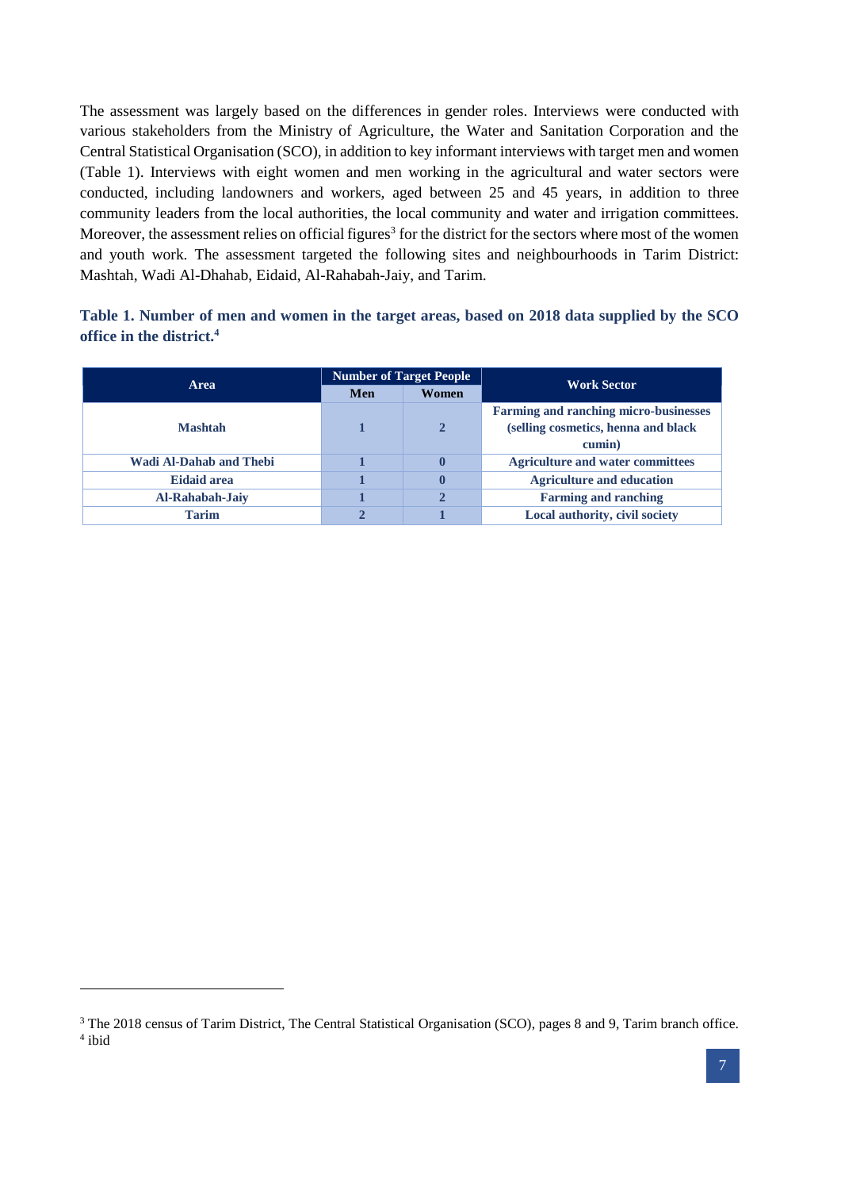The assessment was largely based on the differences in gender roles. Interviews were conducted with various stakeholders from the Ministry of Agriculture, the Water and Sanitation Corporation and the Central Statistical Organisation (SCO), in addition to key informant interviews with target men and women (Table 1). Interviews with eight women and men working in the agricultural and water sectors were conducted, including landowners and workers, aged between 25 and 45 years, in addition to three community leaders from the local authorities, the local community and water and irrigation committees. Moreover, the assessment relies on official figures[3] for the district for the sectors where most of the women and youth work. The assessment targeted the following sites and neighbourhoods in Tarim District: Mashtah, Wadi Al-Dhahab, Eidaid, Al-Rahabah-Jaiy, and Tarim.

**Table 1. Number of men and women in the target areas, based on 2018 data supplied by the SCO office in the district.**[4]

| Area | Number of Target People | | Work Sector |
|---|---|---|---|
| | Men | Women | |
| Mashtah | 1 | 2 | Farming and ranching micro-businesses (selling cosmetics, henna and black cumin) |
| Wadi Al-Dahab and Thebi | 1 | 0 | Agriculture and water committees |
| Eidaid area | 1 | 0 | Agriculture and education |
| Al-Rahabah-Jaiy | 1 | 2 | Farming and ranching |
| Tarim | 2 | 1 | Local authority, civil society |

[3] The 2018 census of Tarim District, The Central Statistical Organisation (SCO), pages 8 and 9, Tarim branch office.
[4] ibid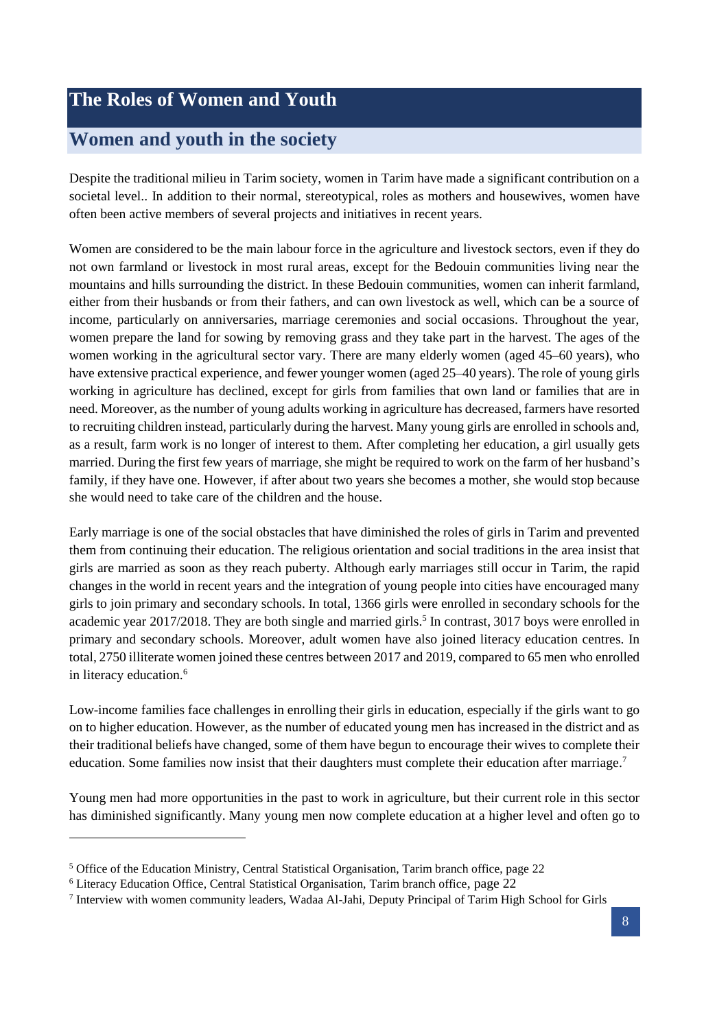# The Roles of Women and Youth

## Women and youth in the society

Despite the traditional milieu in Tarim society, women in Tarim have made a significant contribution on a societal level.. In addition to their normal, stereotypical, roles as mothers and housewives, women have often been active members of several projects and initiatives in recent years.

Women are considered to be the main labour force in the agriculture and livestock sectors, even if they do not own farmland or livestock in most rural areas, except for the Bedouin communities living near the mountains and hills surrounding the district. In these Bedouin communities, women can inherit farmland, either from their husbands or from their fathers, and can own livestock as well, which can be a source of income, particularly on anniversaries, marriage ceremonies and social occasions. Throughout the year, women prepare the land for sowing by removing grass and they take part in the harvest. The ages of the women working in the agricultural sector vary. There are many elderly women (aged 45–60 years), who have extensive practical experience, and fewer younger women (aged 25–40 years). The role of young girls working in agriculture has declined, except for girls from families that own land or families that are in need. Moreover, as the number of young adults working in agriculture has decreased, farmers have resorted to recruiting children instead, particularly during the harvest. Many young girls are enrolled in schools and, as a result, farm work is no longer of interest to them. After completing her education, a girl usually gets married. During the first few years of marriage, she might be required to work on the farm of her husband's family, if they have one. However, if after about two years she becomes a mother, she would stop because she would need to take care of the children and the house.

Early marriage is one of the social obstacles that have diminished the roles of girls in Tarim and prevented them from continuing their education. The religious orientation and social traditions in the area insist that girls are married as soon as they reach puberty. Although early marriages still occur in Tarim, the rapid changes in the world in recent years and the integration of young people into cities have encouraged many girls to join primary and secondary schools. In total, 1366 girls were enrolled in secondary schools for the academic year 2017/2018. They are both single and married girls.[5] In contrast, 3017 boys were enrolled in primary and secondary schools. Moreover, adult women have also joined literacy education centres. In total, 2750 illiterate women joined these centres between 2017 and 2019, compared to 65 men who enrolled in literacy education.[6]

Low-income families face challenges in enrolling their girls in education, especially if the girls want to go on to higher education. However, as the number of educated young men has increased in the district and as their traditional beliefs have changed, some of them have begun to encourage their wives to complete their education. Some families now insist that their daughters must complete their education after marriage.[7]

Young men had more opportunities in the past to work in agriculture, but their current role in this sector has diminished significantly. Many young men now complete education at a higher level and often go to

---

[5] Office of the Education Ministry, Central Statistical Organisation, Tarim branch office, page 22

[6] Literacy Education Office, Central Statistical Organisation, Tarim branch office, page 22

[7] Interview with women community leaders, Wadaa Al-Jahi, Deputy Principal of Tarim High School for Girls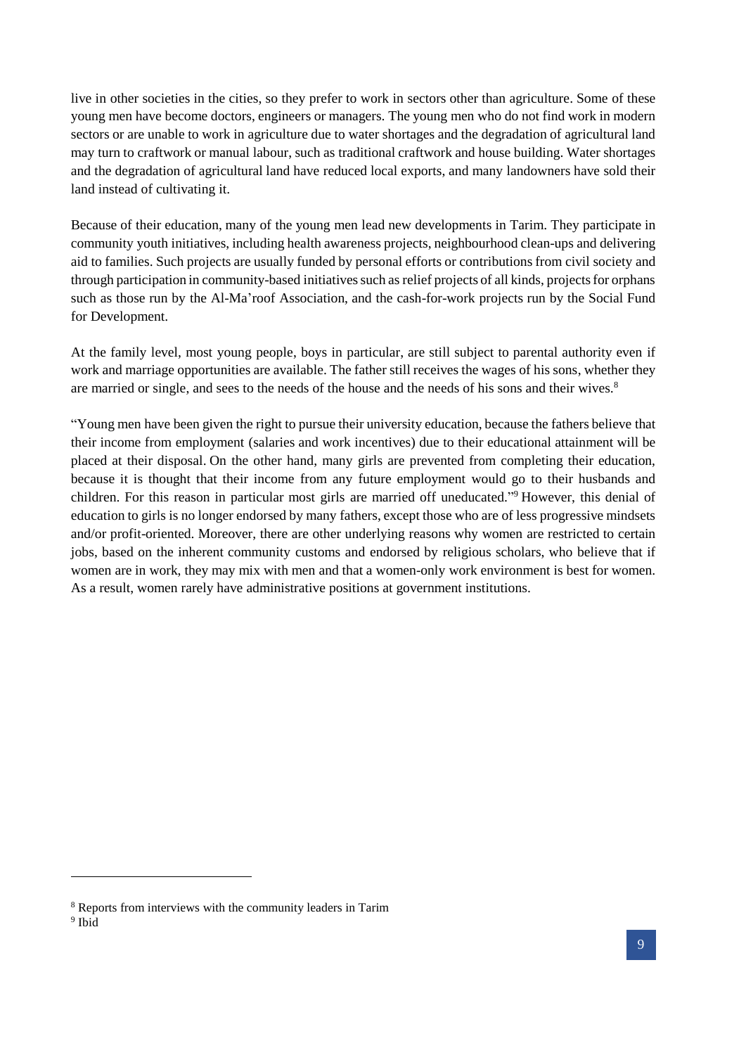live in other societies in the cities, so they prefer to work in sectors other than agriculture. Some of these young men have become doctors, engineers or managers. The young men who do not find work in modern sectors or are unable to work in agriculture due to water shortages and the degradation of agricultural land may turn to craftwork or manual labour, such as traditional craftwork and house building. Water shortages and the degradation of agricultural land have reduced local exports, and many landowners have sold their land instead of cultivating it.

Because of their education, many of the young men lead new developments in Tarim. They participate in community youth initiatives, including health awareness projects, neighbourhood clean-ups and delivering aid to families. Such projects are usually funded by personal efforts or contributions from civil society and through participation in community-based initiatives such as relief projects of all kinds, projects for orphans such as those run by the Al-Ma'roof Association, and the cash-for-work projects run by the Social Fund for Development.

At the family level, most young people, boys in particular, are still subject to parental authority even if work and marriage opportunities are available. The father still receives the wages of his sons, whether they are married or single, and sees to the needs of the house and the needs of his sons and their wives.[8]

"Young men have been given the right to pursue their university education, because the fathers believe that their income from employment (salaries and work incentives) due to their educational attainment will be placed at their disposal. On the other hand, many girls are prevented from completing their education, because it is thought that their income from any future employment would go to their husbands and children. For this reason in particular most girls are married off uneducated."[9] However, this denial of education to girls is no longer endorsed by many fathers, except those who are of less progressive mindsets and/or profit-oriented. Moreover, there are other underlying reasons why women are restricted to certain jobs, based on the inherent community customs and endorsed by religious scholars, who believe that if women are in work, they may mix with men and that a women-only work environment is best for women. As a result, women rarely have administrative positions at government institutions.

---

[8] Reports from interviews with the community leaders in Tarim

[9] Ibid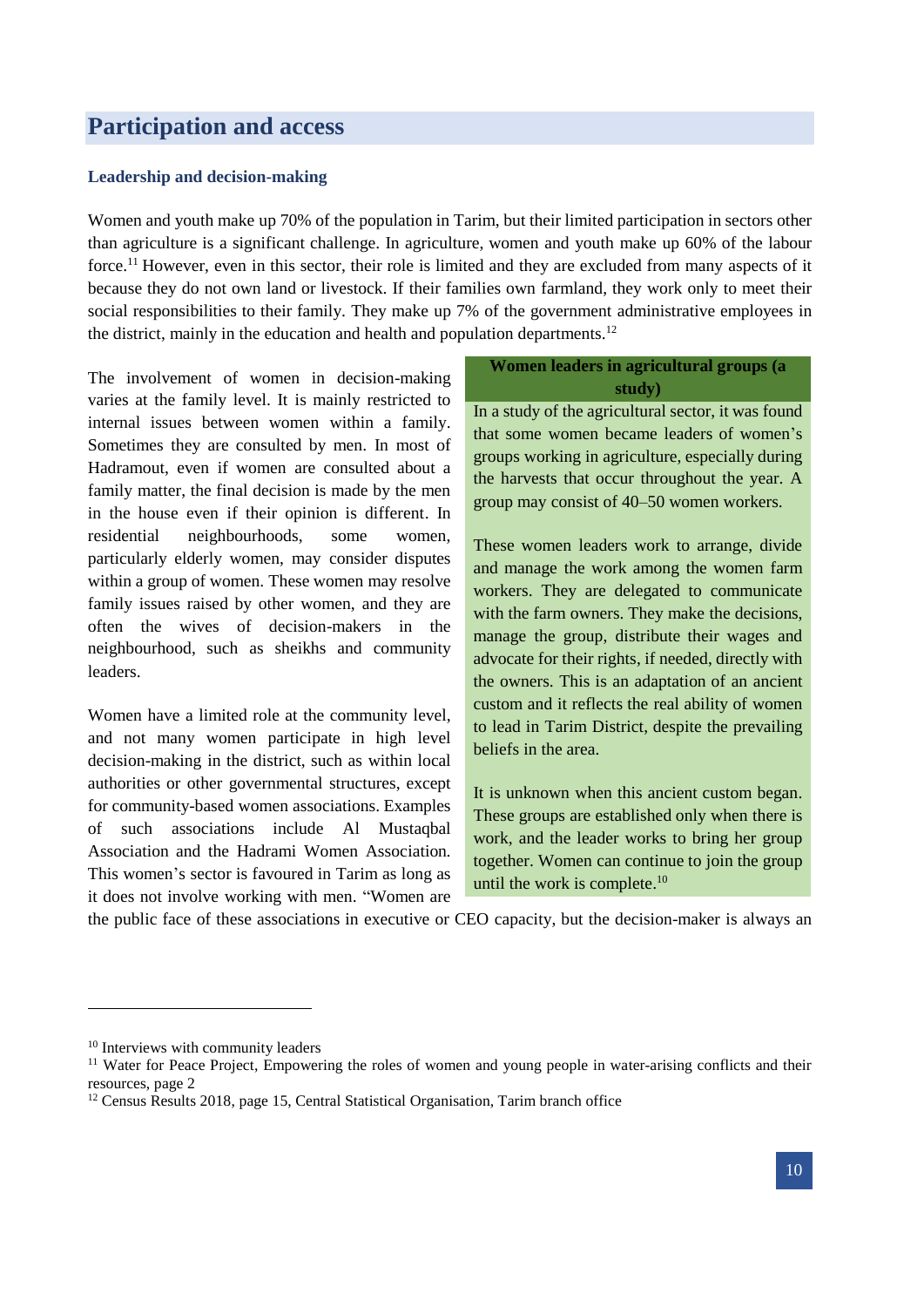## Participation and access

### Leadership and decision-making

Women and youth make up 70% of the population in Tarim, but their limited participation in sectors other than agriculture is a significant challenge. In agriculture, women and youth make up 60% of the labour force.[11] However, even in this sector, their role is limited and they are excluded from many aspects of it because they do not own land or livestock. If their families own farmland, they work only to meet their social responsibilities to their family. They make up 7% of the government administrative employees in the district, mainly in the education and health and population departments.[12]

The involvement of women in decision-making varies at the family level. It is mainly restricted to internal issues between women within a family. Sometimes they are consulted by men. In most of Hadramout, even if women are consulted about a family matter, the final decision is made by the men in the house even if their opinion is different. In residential neighbourhoods, some women, particularly elderly women, may consider disputes within a group of women. These women may resolve family issues raised by other women, and they are often the wives of decision-makers in the neighbourhood, such as sheikhs and community leaders.

Women have a limited role at the community level, and not many women participate in high level decision-making in the district, such as within local authorities or other governmental structures, except for community-based women associations. Examples of such associations include Al Mustaqbal Association and the Hadrami Women Association. This women's sector is favoured in Tarim as long as it does not involve working with men. "Women are the public face of these associations in executive or CEO capacity, but the decision-maker is always an

> **Women leaders in agricultural groups (a study)**
>
> In a study of the agricultural sector, it was found that some women became leaders of women's groups working in agriculture, especially during the harvests that occur throughout the year. A group may consist of 40–50 women workers.
>
> These women leaders work to arrange, divide and manage the work among the women farm workers. They are delegated to communicate with the farm owners. They make the decisions, manage the group, distribute their wages and advocate for their rights, if needed, directly with the owners. This is an adaptation of an ancient custom and it reflects the real ability of women to lead in Tarim District, despite the prevailing beliefs in the area.
>
> It is unknown when this ancient custom began. These groups are established only when there is work, and the leader works to bring her group together. Women can continue to join the group until the work is complete.[10]

---

[10] Interviews with community leaders

[11] Water for Peace Project, Empowering the roles of women and young people in water-arising conflicts and their resources, page 2

[12] Census Results 2018, page 15, Central Statistical Organisation, Tarim branch office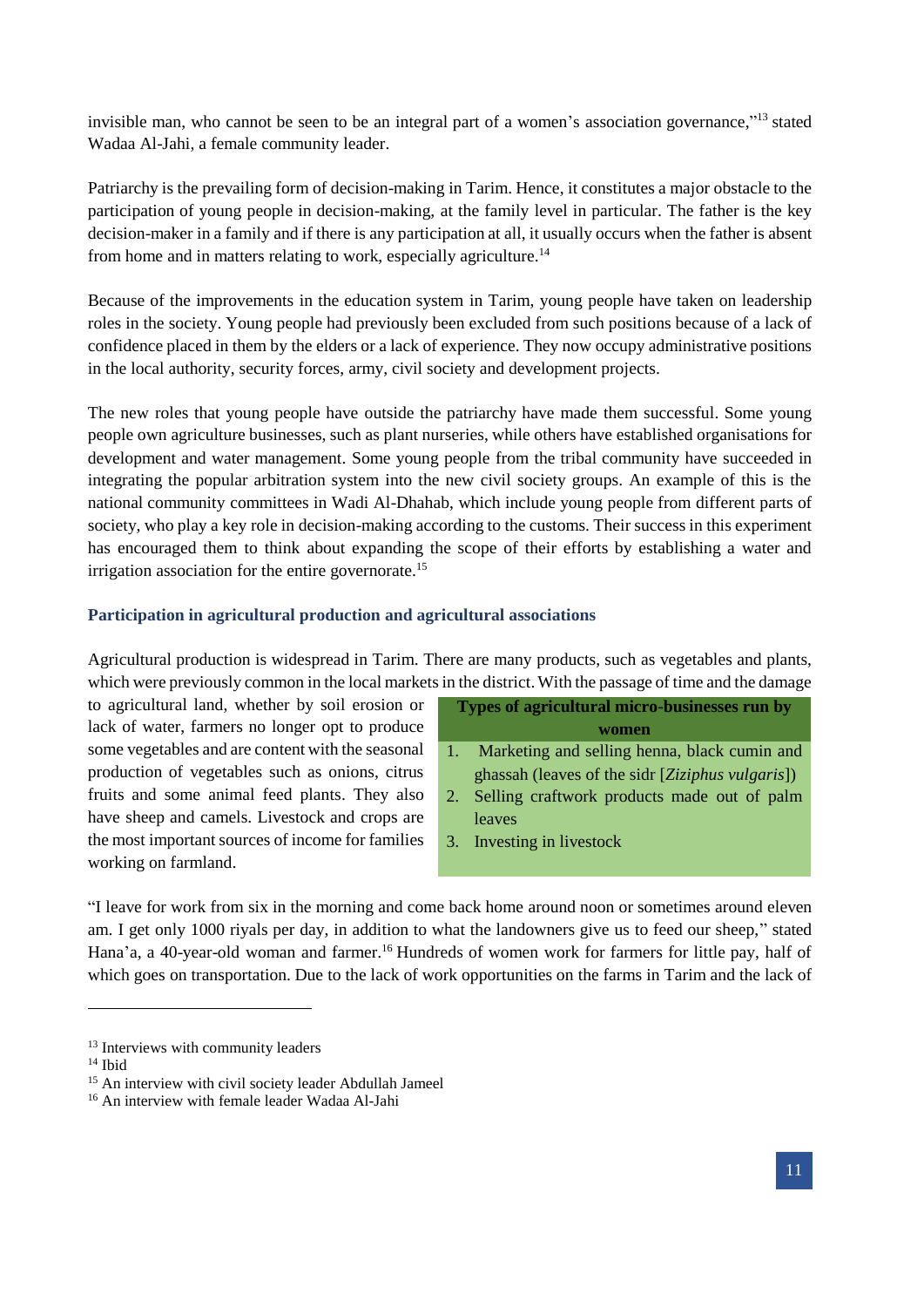invisible man, who cannot be seen to be an integral part of a women's association governance,"[13] stated Wadaa Al-Jahi, a female community leader.

Patriarchy is the prevailing form of decision-making in Tarim. Hence, it constitutes a major obstacle to the participation of young people in decision-making, at the family level in particular. The father is the key decision-maker in a family and if there is any participation at all, it usually occurs when the father is absent from home and in matters relating to work, especially agriculture.[14]

Because of the improvements in the education system in Tarim, young people have taken on leadership roles in the society. Young people had previously been excluded from such positions because of a lack of confidence placed in them by the elders or a lack of experience. They now occupy administrative positions in the local authority, security forces, army, civil society and development projects.

The new roles that young people have outside the patriarchy have made them successful. Some young people own agriculture businesses, such as plant nurseries, while others have established organisations for development and water management. Some young people from the tribal community have succeeded in integrating the popular arbitration system into the new civil society groups. An example of this is the national community committees in Wadi Al-Dhahab, which include young people from different parts of society, who play a key role in decision-making according to the customs. Their success in this experiment has encouraged them to think about expanding the scope of their efforts by establishing a water and irrigation association for the entire governorate.[15]

### Participation in agricultural production and agricultural associations

Agricultural production is widespread in Tarim. There are many products, such as vegetables and plants, which were previously common in the local markets in the district. With the passage of time and the damage to agricultural land, whether by soil erosion or lack of water, farmers no longer opt to produce some vegetables and are content with the seasonal production of vegetables such as onions, citrus fruits and some animal feed plants. They also have sheep and camels. Livestock and crops are the most important sources of income for families working on farmland.

**Types of agricultural micro-businesses run by women**

1. Marketing and selling henna, black cumin and ghassah (leaves of the sidr [*Ziziphus vulgaris*])
2. Selling craftwork products made out of palm leaves
3. Investing in livestock

"I leave for work from six in the morning and come back home around noon or sometimes around eleven am. I get only 1000 riyals per day, in addition to what the landowners give us to feed our sheep," stated Hana'a, a 40-year-old woman and farmer.[16] Hundreds of women work for farmers for little pay, half of which goes on transportation. Due to the lack of work opportunities on the farms in Tarim and the lack of

---

[13] Interviews with community leaders

[14] Ibid

[15] An interview with civil society leader Abdullah Jameel

[16] An interview with female leader Wadaa Al-Jahi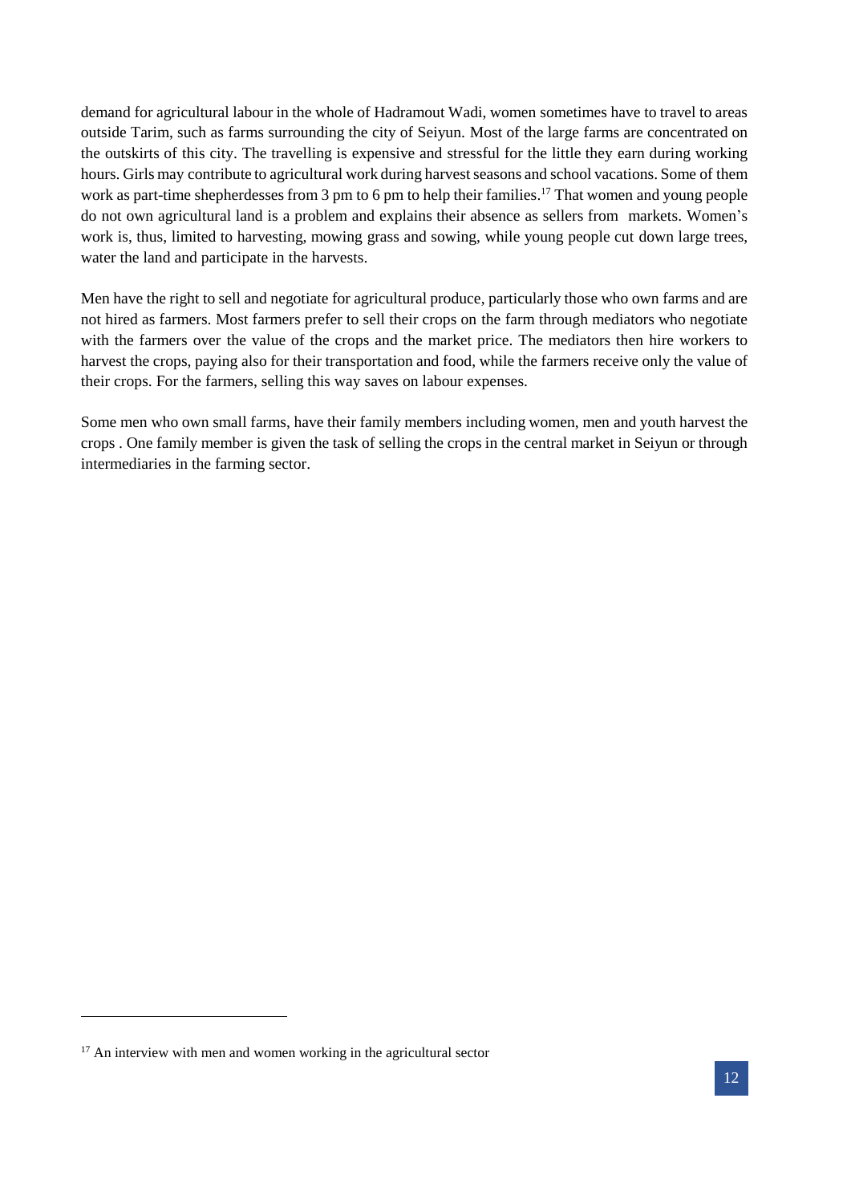demand for agricultural labour in the whole of Hadramout Wadi, women sometimes have to travel to areas outside Tarim, such as farms surrounding the city of Seiyun. Most of the large farms are concentrated on the outskirts of this city. The travelling is expensive and stressful for the little they earn during working hours. Girls may contribute to agricultural work during harvest seasons and school vacations. Some of them work as part-time shepherdesses from 3 pm to 6 pm to help their families.[17] That women and young people do not own agricultural land is a problem and explains their absence as sellers from markets. Women's work is, thus, limited to harvesting, mowing grass and sowing, while young people cut down large trees, water the land and participate in the harvests.

Men have the right to sell and negotiate for agricultural produce, particularly those who own farms and are not hired as farmers. Most farmers prefer to sell their crops on the farm through mediators who negotiate with the farmers over the value of the crops and the market price. The mediators then hire workers to harvest the crops, paying also for their transportation and food, while the farmers receive only the value of their crops. For the farmers, selling this way saves on labour expenses.

Some men who own small farms, have their family members including women, men and youth harvest the crops . One family member is given the task of selling the crops in the central market in Seiyun or through intermediaries in the farming sector.

[17] An interview with men and women working in the agricultural sector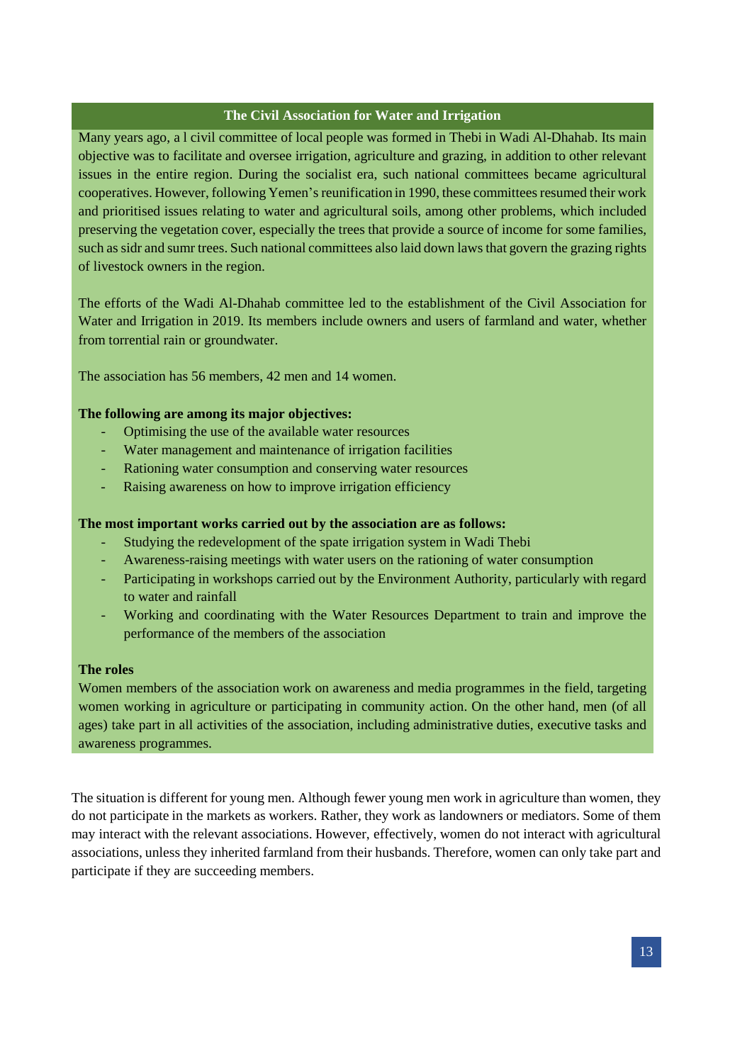### The Civil Association for Water and Irrigation

Many years ago, a l civil committee of local people was formed in Thebi in Wadi Al-Dhahab. Its main objective was to facilitate and oversee irrigation, agriculture and grazing, in addition to other relevant issues in the entire region. During the socialist era, such national committees became agricultural cooperatives. However, following Yemen's reunification in 1990, these committees resumed their work and prioritised issues relating to water and agricultural soils, among other problems, which included preserving the vegetation cover, especially the trees that provide a source of income for some families, such as sidr and sumr trees. Such national committees also laid down laws that govern the grazing rights of livestock owners in the region.

The efforts of the Wadi Al-Dhahab committee led to the establishment of the Civil Association for Water and Irrigation in 2019. Its members include owners and users of farmland and water, whether from torrential rain or groundwater.

The association has 56 members, 42 men and 14 women.

**The following are among its major objectives:**

- Optimising the use of the available water resources
- Water management and maintenance of irrigation facilities
- Rationing water consumption and conserving water resources
- Raising awareness on how to improve irrigation efficiency

**The most important works carried out by the association are as follows:**

- Studying the redevelopment of the spate irrigation system in Wadi Thebi
- Awareness-raising meetings with water users on the rationing of water consumption
- Participating in workshops carried out by the Environment Authority, particularly with regard to water and rainfall
- Working and coordinating with the Water Resources Department to train and improve the performance of the members of the association

**The roles**

Women members of the association work on awareness and media programmes in the field, targeting women working in agriculture or participating in community action. On the other hand, men (of all ages) take part in all activities of the association, including administrative duties, executive tasks and awareness programmes.

The situation is different for young men. Although fewer young men work in agriculture than women, they do not participate in the markets as workers. Rather, they work as landowners or mediators. Some of them may interact with the relevant associations. However, effectively, women do not interact with agricultural associations, unless they inherited farmland from their husbands. Therefore, women can only take part and participate if they are succeeding members.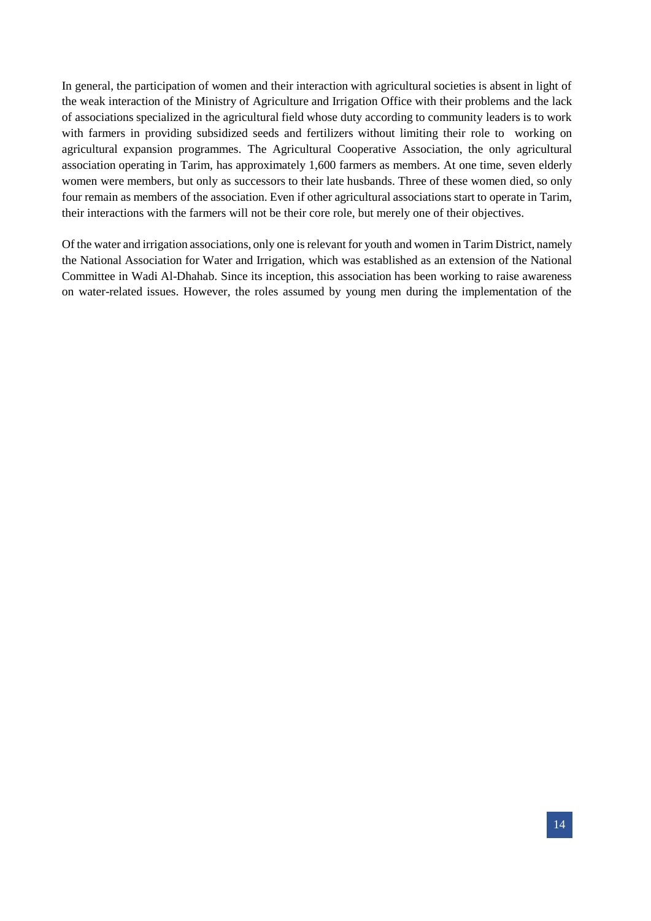In general, the participation of women and their interaction with agricultural societies is absent in light of the weak interaction of the Ministry of Agriculture and Irrigation Office with their problems and the lack of associations specialized in the agricultural field whose duty according to community leaders is to work with farmers in providing subsidized seeds and fertilizers without limiting their role to working on agricultural expansion programmes. The Agricultural Cooperative Association, the only agricultural association operating in Tarim, has approximately 1,600 farmers as members. At one time, seven elderly women were members, but only as successors to their late husbands. Three of these women died, so only four remain as members of the association. Even if other agricultural associations start to operate in Tarim, their interactions with the farmers will not be their core role, but merely one of their objectives.

Of the water and irrigation associations, only one is relevant for youth and women in Tarim District, namely the National Association for Water and Irrigation, which was established as an extension of the National Committee in Wadi Al-Dhahab. Since its inception, this association has been working to raise awareness on water-related issues. However, the roles assumed by young men during the implementation of the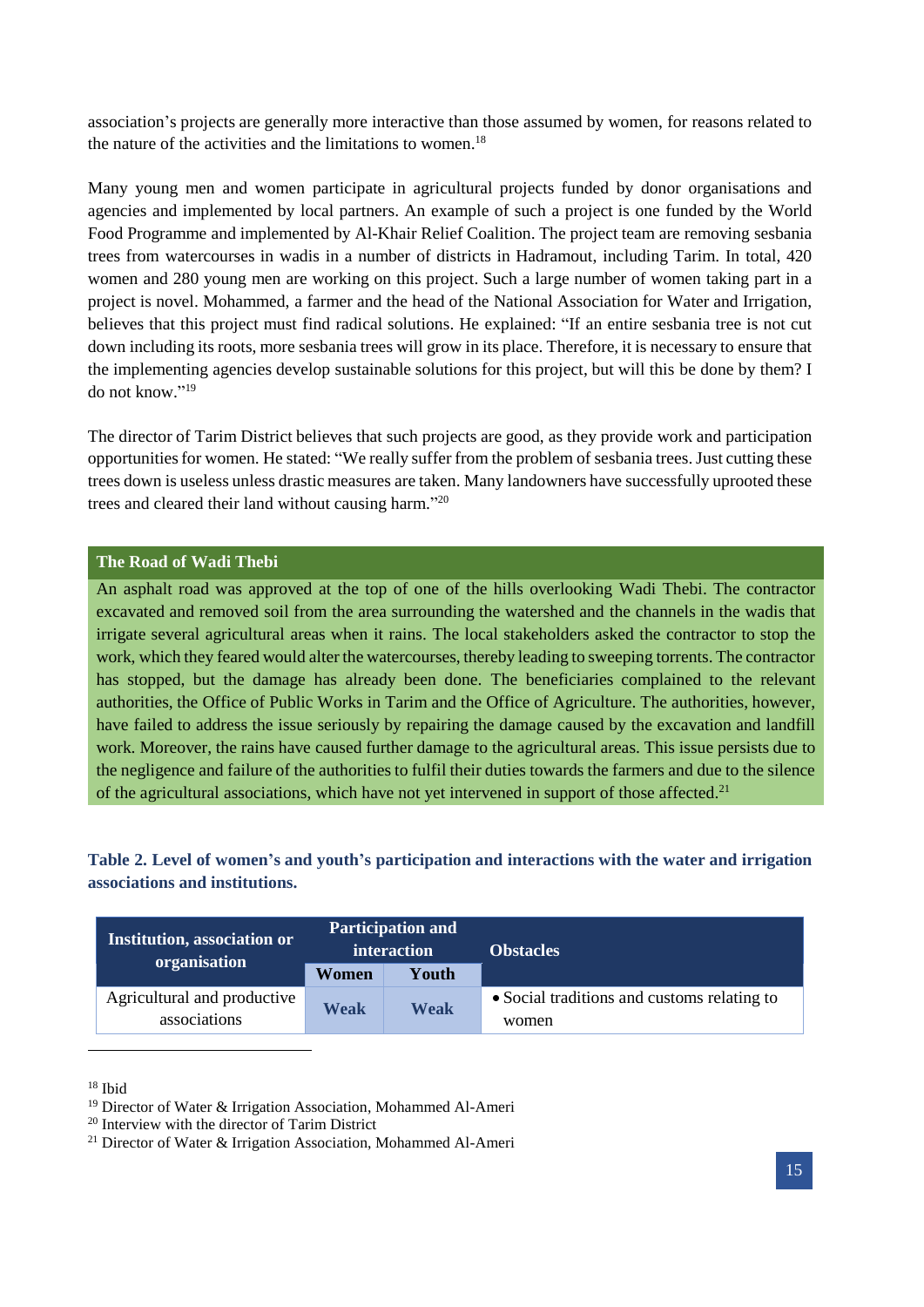association's projects are generally more interactive than those assumed by women, for reasons related to the nature of the activities and the limitations to women.[18]

Many young men and women participate in agricultural projects funded by donor organisations and agencies and implemented by local partners. An example of such a project is one funded by the World Food Programme and implemented by Al-Khair Relief Coalition. The project team are removing sesbania trees from watercourses in wadis in a number of districts in Hadramout, including Tarim. In total, 420 women and 280 young men are working on this project. Such a large number of women taking part in a project is novel. Mohammed, a farmer and the head of the National Association for Water and Irrigation, believes that this project must find radical solutions. He explained: "If an entire sesbania tree is not cut down including its roots, more sesbania trees will grow in its place. Therefore, it is necessary to ensure that the implementing agencies develop sustainable solutions for this project, but will this be done by them? I do not know."[19]

The director of Tarim District believes that such projects are good, as they provide work and participation opportunities for women. He stated: "We really suffer from the problem of sesbania trees. Just cutting these trees down is useless unless drastic measures are taken. Many landowners have successfully uprooted these trees and cleared their land without causing harm."[20]

### The Road of Wadi Thebi

An asphalt road was approved at the top of one of the hills overlooking Wadi Thebi. The contractor excavated and removed soil from the area surrounding the watershed and the channels in the wadis that irrigate several agricultural areas when it rains. The local stakeholders asked the contractor to stop the work, which they feared would alter the watercourses, thereby leading to sweeping torrents. The contractor has stopped, but the damage has already been done. The beneficiaries complained to the relevant authorities, the Office of Public Works in Tarim and the Office of Agriculture. The authorities, however, have failed to address the issue seriously by repairing the damage caused by the excavation and landfill work. Moreover, the rains have caused further damage to the agricultural areas. This issue persists due to the negligence and failure of the authorities to fulfil their duties towards the farmers and due to the silence of the agricultural associations, which have not yet intervened in support of those affected.[21]

**Table 2. Level of women's and youth's participation and interactions with the water and irrigation associations and institutions.**

| Institution, association or organisation | Participation and interaction | | Obstacles |
|---|---|---|---|
| | Women | Youth | |
| Agricultural and productive associations | Weak | Weak | • Social traditions and customs relating to women |

[18] Ibid

[19] Director of Water & Irrigation Association, Mohammed Al-Ameri

[20] Interview with the director of Tarim District

[21] Director of Water & Irrigation Association, Mohammed Al-Ameri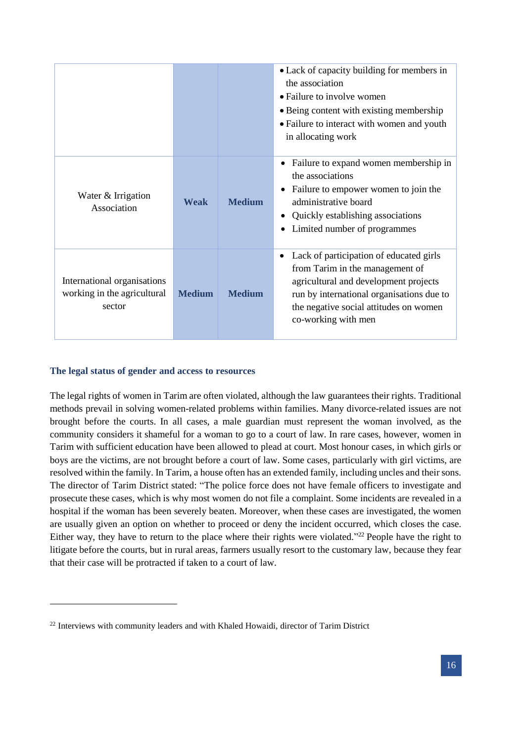| | | | |
|---|---|---|---|
| | | | • Lack of capacity building for members in the association<br>• Failure to involve women<br>• Being content with existing membership<br>• Failure to interact with women and youth in allocating work |
| Water & Irrigation Association | **Weak** | **Medium** | • Failure to expand women membership in the associations<br>• Failure to empower women to join the administrative board<br>• Quickly establishing associations<br>• Limited number of programmes |
| International organisations working in the agricultural sector | **Medium** | **Medium** | • Lack of participation of educated girls from Tarim in the management of agricultural and development projects run by international organisations due to the negative social attitudes on women co-working with men |

### The legal status of gender and access to resources

The legal rights of women in Tarim are often violated, although the law guarantees their rights. Traditional methods prevail in solving women-related problems within families. Many divorce-related issues are not brought before the courts. In all cases, a male guardian must represent the woman involved, as the community considers it shameful for a woman to go to a court of law. In rare cases, however, women in Tarim with sufficient education have been allowed to plead at court. Most honour cases, in which girls or boys are the victims, are not brought before a court of law. Some cases, particularly with girl victims, are resolved within the family. In Tarim, a house often has an extended family, including uncles and their sons. The director of Tarim District stated: "The police force does not have female officers to investigate and prosecute these cases, which is why most women do not file a complaint. Some incidents are revealed in a hospital if the woman has been severely beaten. Moreover, when these cases are investigated, the women are usually given an option on whether to proceed or deny the incident occurred, which closes the case. Either way, they have to return to the place where their rights were violated."[22] People have the right to litigate before the courts, but in rural areas, farmers usually resort to the customary law, because they fear that their case will be protracted if taken to a court of law.

---

[22] Interviews with community leaders and with Khaled Howaidi, director of Tarim District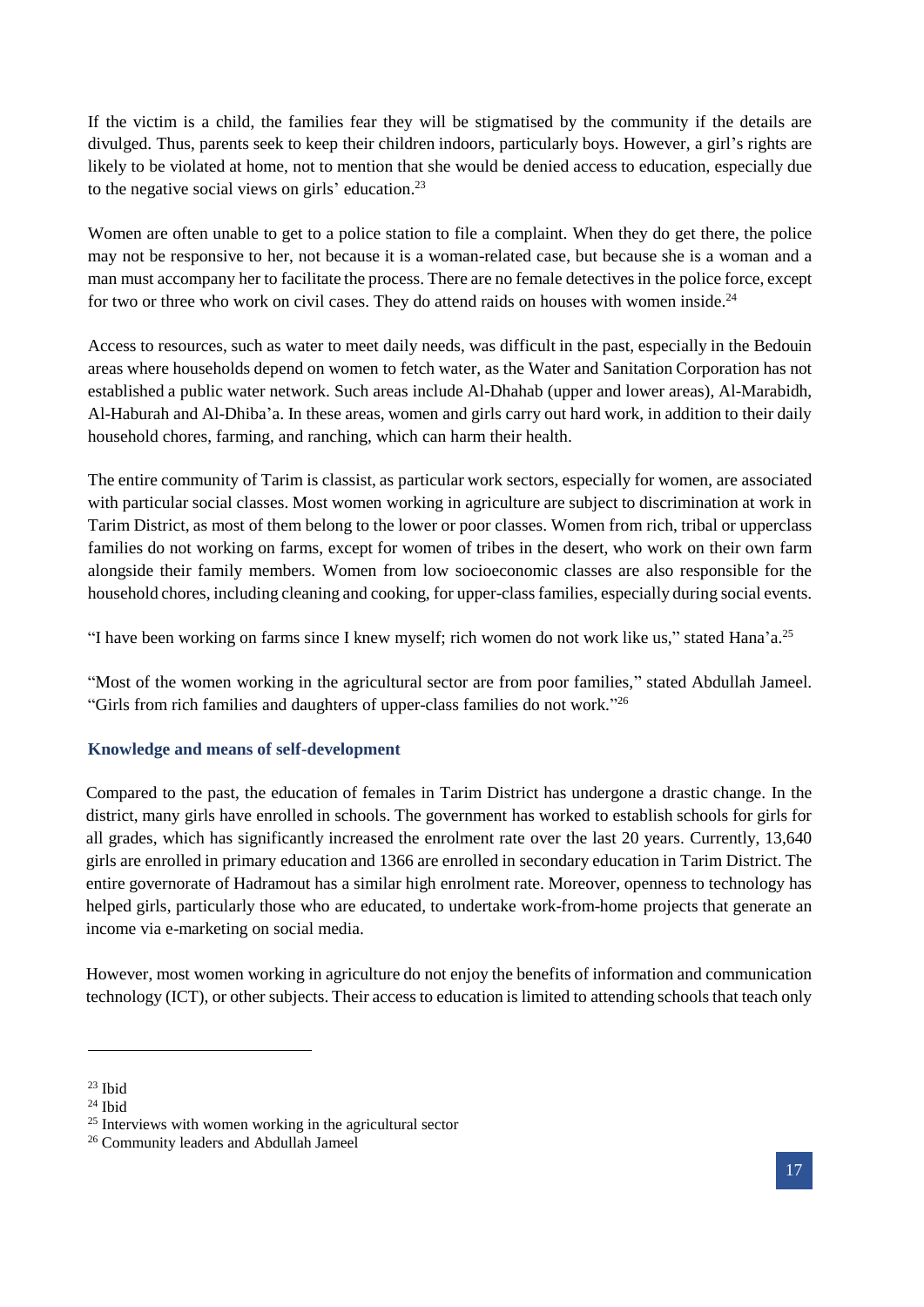If the victim is a child, the families fear they will be stigmatised by the community if the details are divulged. Thus, parents seek to keep their children indoors, particularly boys. However, a girl's rights are likely to be violated at home, not to mention that she would be denied access to education, especially due to the negative social views on girls' education.[23]

Women are often unable to get to a police station to file a complaint. When they do get there, the police may not be responsive to her, not because it is a woman-related case, but because she is a woman and a man must accompany her to facilitate the process. There are no female detectives in the police force, except for two or three who work on civil cases. They do attend raids on houses with women inside.[24]

Access to resources, such as water to meet daily needs, was difficult in the past, especially in the Bedouin areas where households depend on women to fetch water, as the Water and Sanitation Corporation has not established a public water network. Such areas include Al-Dhahab (upper and lower areas), Al-Marabidh, Al-Haburah and Al-Dhiba'a. In these areas, women and girls carry out hard work, in addition to their daily household chores, farming, and ranching, which can harm their health.

The entire community of Tarim is classist, as particular work sectors, especially for women, are associated with particular social classes. Most women working in agriculture are subject to discrimination at work in Tarim District, as most of them belong to the lower or poor classes. Women from rich, tribal or upperclass families do not working on farms, except for women of tribes in the desert, who work on their own farm alongside their family members. Women from low socioeconomic classes are also responsible for the household chores, including cleaning and cooking, for upper-class families, especially during social events.

"I have been working on farms since I knew myself; rich women do not work like us," stated Hana'a.[25]

"Most of the women working in the agricultural sector are from poor families," stated Abdullah Jameel. "Girls from rich families and daughters of upper-class families do not work."[26]

### Knowledge and means of self-development

Compared to the past, the education of females in Tarim District has undergone a drastic change. In the district, many girls have enrolled in schools. The government has worked to establish schools for girls for all grades, which has significantly increased the enrolment rate over the last 20 years. Currently, 13,640 girls are enrolled in primary education and 1366 are enrolled in secondary education in Tarim District. The entire governorate of Hadramout has a similar high enrolment rate. Moreover, openness to technology has helped girls, particularly those who are educated, to undertake work-from-home projects that generate an income via e-marketing on social media.

However, most women working in agriculture do not enjoy the benefits of information and communication technology (ICT), or other subjects. Their access to education is limited to attending schools that teach only

---

[23] Ibid

[24] Ibid

[25] Interviews with women working in the agricultural sector

[26] Community leaders and Abdullah Jameel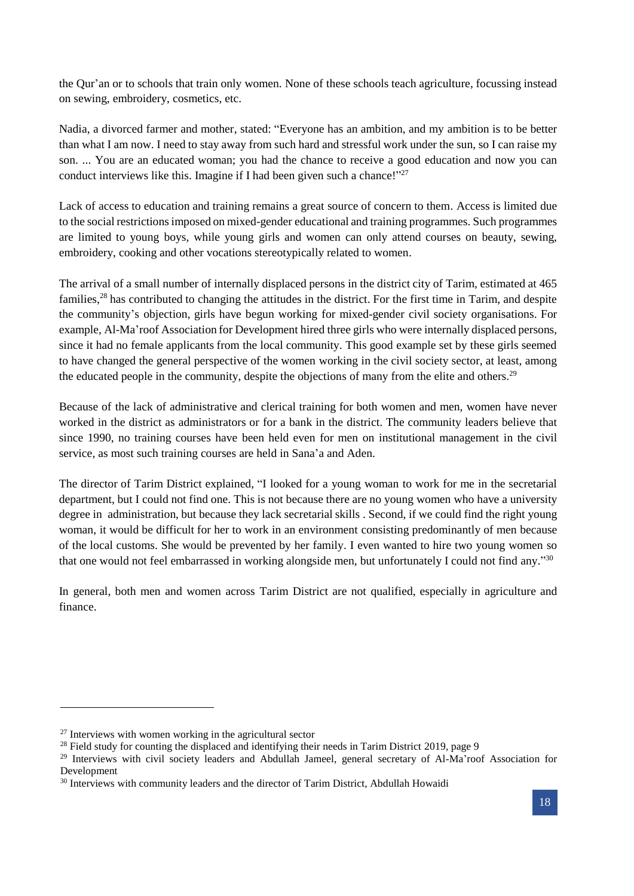the Qur'an or to schools that train only women. None of these schools teach agriculture, focussing instead on sewing, embroidery, cosmetics, etc.

Nadia, a divorced farmer and mother, stated: "Everyone has an ambition, and my ambition is to be better than what I am now. I need to stay away from such hard and stressful work under the sun, so I can raise my son. ... You are an educated woman; you had the chance to receive a good education and now you can conduct interviews like this. Imagine if I had been given such a chance!"[27]

Lack of access to education and training remains a great source of concern to them. Access is limited due to the social restrictions imposed on mixed-gender educational and training programmes. Such programmes are limited to young boys, while young girls and women can only attend courses on beauty, sewing, embroidery, cooking and other vocations stereotypically related to women.

The arrival of a small number of internally displaced persons in the district city of Tarim, estimated at 465 families,[28] has contributed to changing the attitudes in the district. For the first time in Tarim, and despite the community's objection, girls have begun working for mixed-gender civil society organisations. For example, Al-Ma'roof Association for Development hired three girls who were internally displaced persons, since it had no female applicants from the local community. This good example set by these girls seemed to have changed the general perspective of the women working in the civil society sector, at least, among the educated people in the community, despite the objections of many from the elite and others.[29]

Because of the lack of administrative and clerical training for both women and men, women have never worked in the district as administrators or for a bank in the district. The community leaders believe that since 1990, no training courses have been held even for men on institutional management in the civil service, as most such training courses are held in Sana'a and Aden.

The director of Tarim District explained, "I looked for a young woman to work for me in the secretarial department, but I could not find one. This is not because there are no young women who have a university degree in administration, but because they lack secretarial skills . Second, if we could find the right young woman, it would be difficult for her to work in an environment consisting predominantly of men because of the local customs. She would be prevented by her family. I even wanted to hire two young women so that one would not feel embarrassed in working alongside men, but unfortunately I could not find any."[30]

In general, both men and women across Tarim District are not qualified, especially in agriculture and finance.

---

[27] Interviews with women working in the agricultural sector

[28] Field study for counting the displaced and identifying their needs in Tarim District 2019, page 9

[29] Interviews with civil society leaders and Abdullah Jameel, general secretary of Al-Ma'roof Association for Development

[30] Interviews with community leaders and the director of Tarim District, Abdullah Howaidi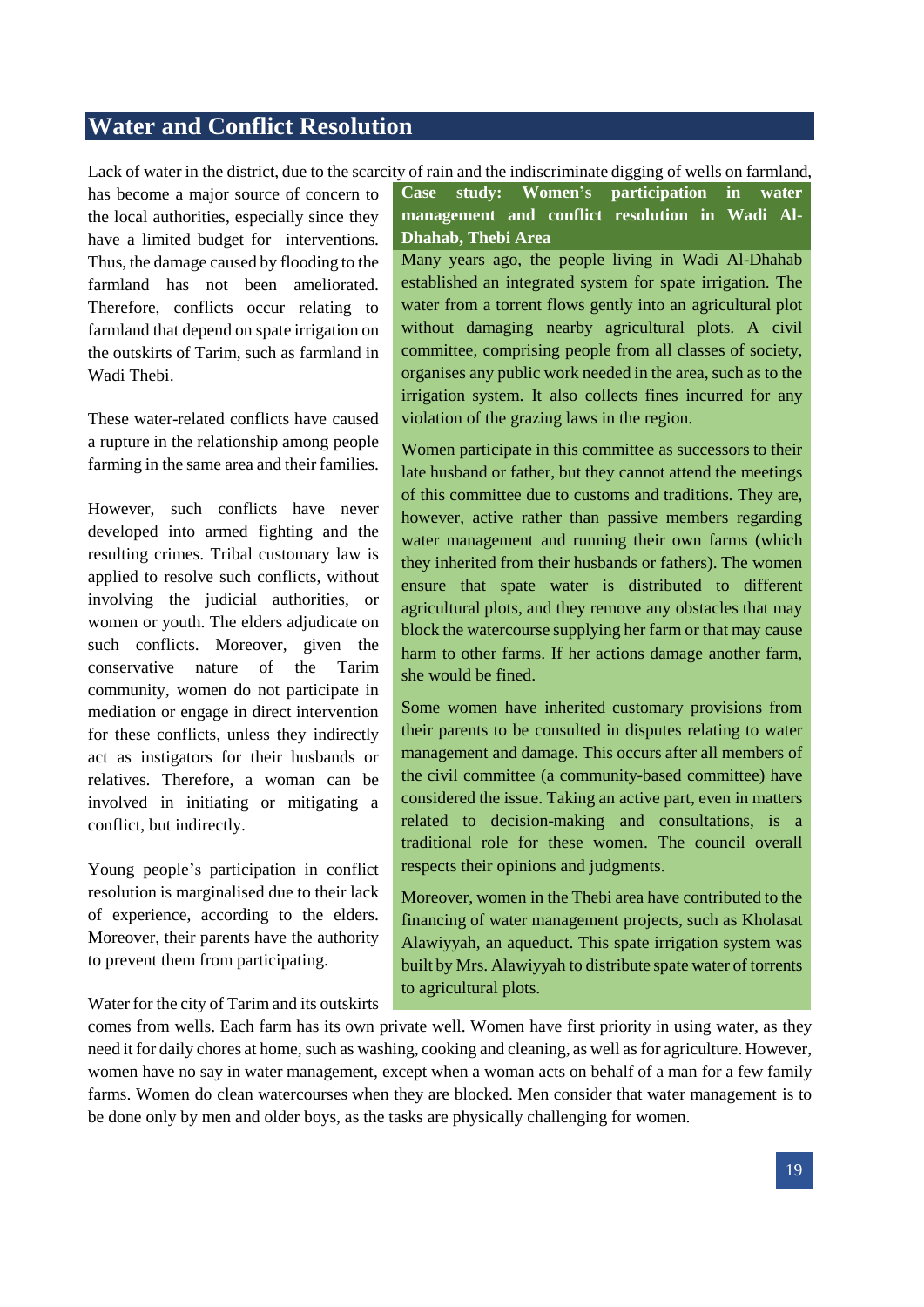# Water and Conflict Resolution

Lack of water in the district, due to the scarcity of rain and the indiscriminate digging of wells on farmland, has become a major source of concern to the local authorities, especially since they have a limited budget for interventions. Thus, the damage caused by flooding to the farmland has not been ameliorated. Therefore, conflicts occur relating to farmland that depend on spate irrigation on the outskirts of Tarim, such as farmland in Wadi Thebi.

These water-related conflicts have caused a rupture in the relationship among people farming in the same area and their families.

However, such conflicts have never developed into armed fighting and the resulting crimes. Tribal customary law is applied to resolve such conflicts, without involving the judicial authorities, or women or youth. The elders adjudicate on such conflicts. Moreover, given the conservative nature of the Tarim community, women do not participate in mediation or engage in direct intervention for these conflicts, unless they indirectly act as instigators for their husbands or relatives. Therefore, a woman can be involved in initiating or mitigating a conflict, but indirectly.

Young people's participation in conflict resolution is marginalised due to their lack of experience, according to the elders. Moreover, their parents have the authority to prevent them from participating.

Water for the city of Tarim and its outskirts comes from wells. Each farm has its own private well. Women have first priority in using water, as they need it for daily chores at home, such as washing, cooking and cleaning, as well as for agriculture. However, women have no say in water management, except when a woman acts on behalf of a man for a few family farms. Women do clean watercourses when they are blocked. Men consider that water management is to be done only by men and older boys, as the tasks are physically challenging for women.

**Case study: Women's participation in water management and conflict resolution in Wadi Al-Dhahab, Thebi Area**

Many years ago, the people living in Wadi Al-Dhahab established an integrated system for spate irrigation. The water from a torrent flows gently into an agricultural plot without damaging nearby agricultural plots. A civil committee, comprising people from all classes of society, organises any public work needed in the area, such as to the irrigation system. It also collects fines incurred for any violation of the grazing laws in the region.

Women participate in this committee as successors to their late husband or father, but they cannot attend the meetings of this committee due to customs and traditions. They are, however, active rather than passive members regarding water management and running their own farms (which they inherited from their husbands or fathers). The women ensure that spate water is distributed to different agricultural plots, and they remove any obstacles that may block the watercourse supplying her farm or that may cause harm to other farms. If her actions damage another farm, she would be fined.

Some women have inherited customary provisions from their parents to be consulted in disputes relating to water management and damage. This occurs after all members of the civil committee (a community-based committee) have considered the issue. Taking an active part, even in matters related to decision-making and consultations, is a traditional role for these women. The council overall respects their opinions and judgments.

Moreover, women in the Thebi area have contributed to the financing of water management projects, such as Kholasat Alawiyyah, an aqueduct. This spate irrigation system was built by Mrs. Alawiyyah to distribute spate water of torrents to agricultural plots.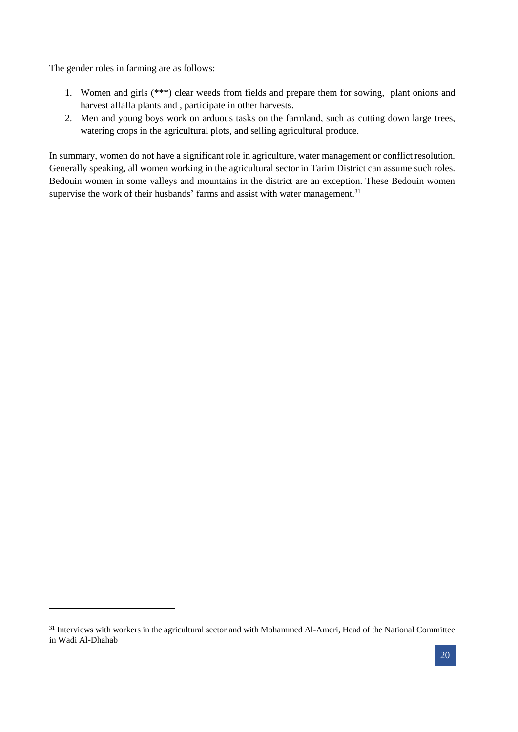The gender roles in farming are as follows:

1. Women and girls (***) clear weeds from fields and prepare them for sowing, plant onions and harvest alfalfa plants and , participate in other harvests.
2. Men and young boys work on arduous tasks on the farmland, such as cutting down large trees, watering crops in the agricultural plots, and selling agricultural produce.

In summary, women do not have a significant role in agriculture, water management or conflict resolution. Generally speaking, all women working in the agricultural sector in Tarim District can assume such roles. Bedouin women in some valleys and mountains in the district are an exception. These Bedouin women supervise the work of their husbands' farms and assist with water management.[31]

---

[31] Interviews with workers in the agricultural sector and with Mohammed Al-Ameri, Head of the National Committee in Wadi Al-Dhahab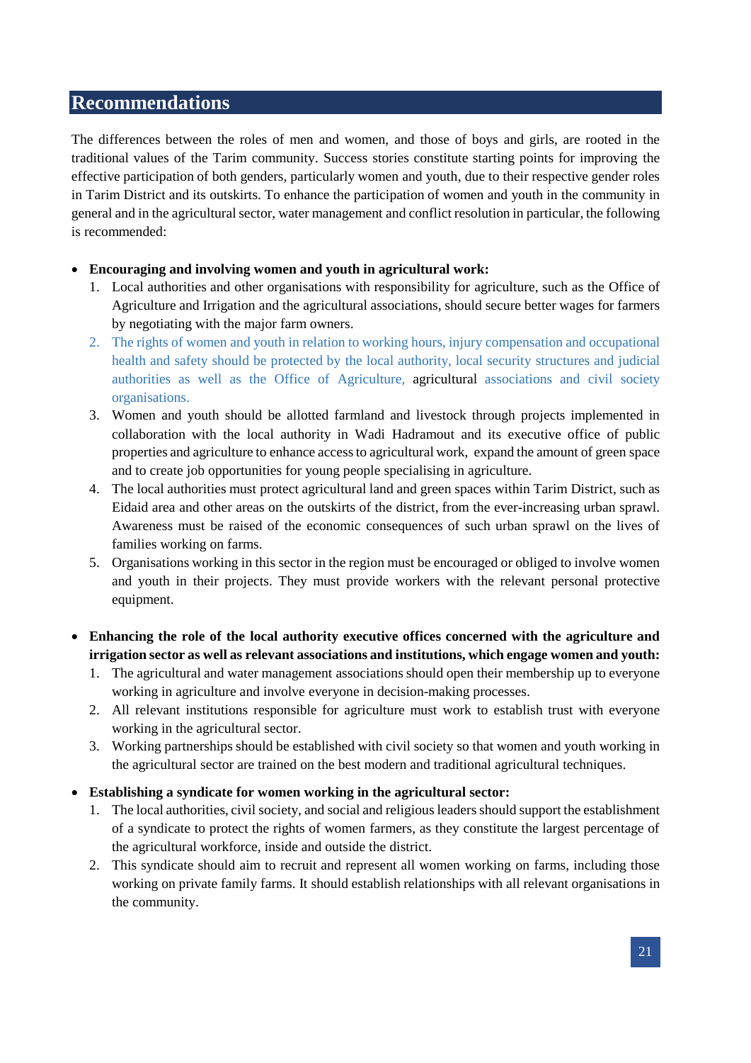## Recommendations

The differences between the roles of men and women, and those of boys and girls, are rooted in the traditional values of the Tarim community. Success stories constitute starting points for improving the effective participation of both genders, particularly women and youth, due to their respective gender roles in Tarim District and its outskirts. To enhance the participation of women and youth in the community in general and in the agricultural sector, water management and conflict resolution in particular, the following is recommended:

- **Encouraging and involving women and youth in agricultural work:**
  1. Local authorities and other organisations with responsibility for agriculture, such as the Office of Agriculture and Irrigation and the agricultural associations, should secure better wages for farmers by negotiating with the major farm owners.
  2. The rights of women and youth in relation to working hours, injury compensation and occupational health and safety should be protected by the local authority, local security structures and judicial authorities as well as the Office of Agriculture, agricultural associations and civil society organisations.
  3. Women and youth should be allotted farmland and livestock through projects implemented in collaboration with the local authority in Wadi Hadramout and its executive office of public properties and agriculture to enhance access to agricultural work, expand the amount of green space and to create job opportunities for young people specialising in agriculture.
  4. The local authorities must protect agricultural land and green spaces within Tarim District, such as Eidaid area and other areas on the outskirts of the district, from the ever-increasing urban sprawl. Awareness must be raised of the economic consequences of such urban sprawl on the lives of families working on farms.
  5. Organisations working in this sector in the region must be encouraged or obliged to involve women and youth in their projects. They must provide workers with the relevant personal protective equipment.

- **Enhancing the role of the local authority executive offices concerned with the agriculture and irrigation sector as well as relevant associations and institutions, which engage women and youth:**
  1. The agricultural and water management associations should open their membership up to everyone working in agriculture and involve everyone in decision-making processes.
  2. All relevant institutions responsible for agriculture must work to establish trust with everyone working in the agricultural sector.
  3. Working partnerships should be established with civil society so that women and youth working in the agricultural sector are trained on the best modern and traditional agricultural techniques.

- **Establishing a syndicate for women working in the agricultural sector:**
  1. The local authorities, civil society, and social and religious leaders should support the establishment of a syndicate to protect the rights of women farmers, as they constitute the largest percentage of the agricultural workforce, inside and outside the district.
  2. This syndicate should aim to recruit and represent all women working on farms, including those working on private family farms. It should establish relationships with all relevant organisations in the community.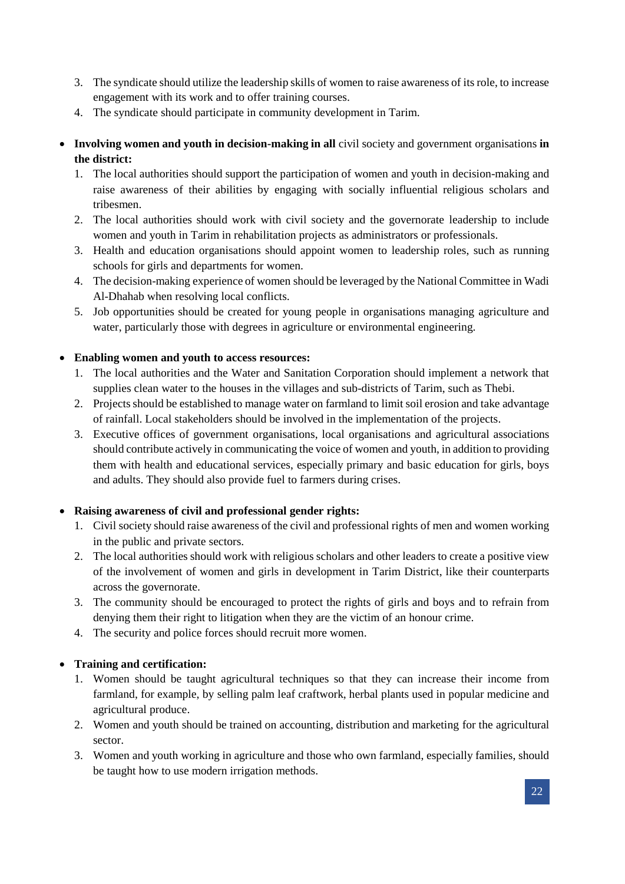3. The syndicate should utilize the leadership skills of women to raise awareness of its role, to increase engagement with its work and to offer training courses.
4. The syndicate should participate in community development in Tarim.

- **Involving women and youth in decision-making in all** civil society and government organisations **in the district:**
  1. The local authorities should support the participation of women and youth in decision-making and raise awareness of their abilities by engaging with socially influential religious scholars and tribesmen.
  2. The local authorities should work with civil society and the governorate leadership to include women and youth in Tarim in rehabilitation projects as administrators or professionals.
  3. Health and education organisations should appoint women to leadership roles, such as running schools for girls and departments for women.
  4. The decision-making experience of women should be leveraged by the National Committee in Wadi Al-Dhahab when resolving local conflicts.
  5. Job opportunities should be created for young people in organisations managing agriculture and water, particularly those with degrees in agriculture or environmental engineering.

- **Enabling women and youth to access resources:**
  1. The local authorities and the Water and Sanitation Corporation should implement a network that supplies clean water to the houses in the villages and sub-districts of Tarim, such as Thebi.
  2. Projects should be established to manage water on farmland to limit soil erosion and take advantage of rainfall. Local stakeholders should be involved in the implementation of the projects.
  3. Executive offices of government organisations, local organisations and agricultural associations should contribute actively in communicating the voice of women and youth, in addition to providing them with health and educational services, especially primary and basic education for girls, boys and adults. They should also provide fuel to farmers during crises.

- **Raising awareness of civil and professional gender rights:**
  1. Civil society should raise awareness of the civil and professional rights of men and women working in the public and private sectors.
  2. The local authorities should work with religious scholars and other leaders to create a positive view of the involvement of women and girls in development in Tarim District, like their counterparts across the governorate.
  3. The community should be encouraged to protect the rights of girls and boys and to refrain from denying them their right to litigation when they are the victim of an honour crime.
  4. The security and police forces should recruit more women.

- **Training and certification:**
  1. Women should be taught agricultural techniques so that they can increase their income from farmland, for example, by selling palm leaf craftwork, herbal plants used in popular medicine and agricultural produce.
  2. Women and youth should be trained on accounting, distribution and marketing for the agricultural sector.
  3. Women and youth working in agriculture and those who own farmland, especially families, should be taught how to use modern irrigation methods.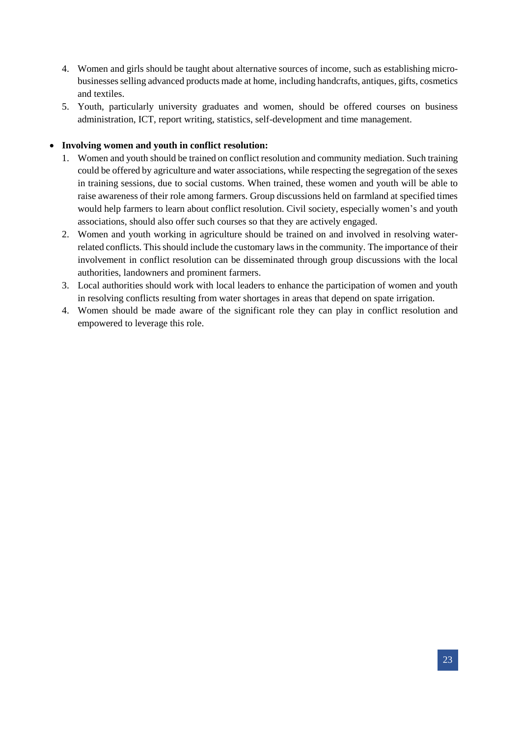4. Women and girls should be taught about alternative sources of income, such as establishing micro-businesses selling advanced products made at home, including handcrafts, antiques, gifts, cosmetics and textiles.
5. Youth, particularly university graduates and women, should be offered courses on business administration, ICT, report writing, statistics, self-development and time management.

- **Involving women and youth in conflict resolution:**
  1. Women and youth should be trained on conflict resolution and community mediation. Such training could be offered by agriculture and water associations, while respecting the segregation of the sexes in training sessions, due to social customs. When trained, these women and youth will be able to raise awareness of their role among farmers. Group discussions held on farmland at specified times would help farmers to learn about conflict resolution. Civil society, especially women's and youth associations, should also offer such courses so that they are actively engaged.
  2. Women and youth working in agriculture should be trained on and involved in resolving water-related conflicts. This should include the customary laws in the community. The importance of their involvement in conflict resolution can be disseminated through group discussions with the local authorities, landowners and prominent farmers.
  3. Local authorities should work with local leaders to enhance the participation of women and youth in resolving conflicts resulting from water shortages in areas that depend on spate irrigation.
  4. Women should be made aware of the significant role they can play in conflict resolution and empowered to leverage this role.